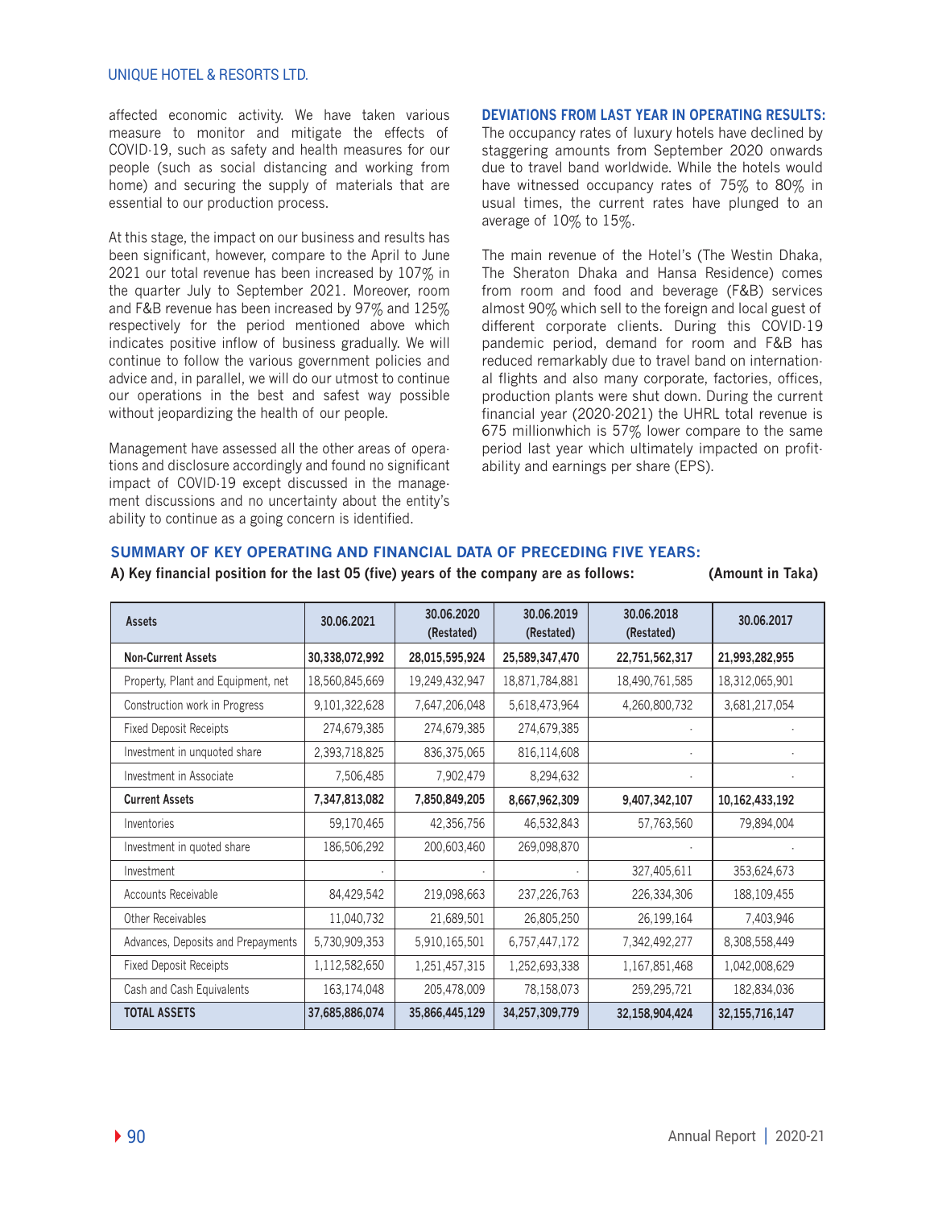affected economic activity. We have taken various measure to monitor and mitigate the effects of COVID-19, such as safety and health measures for our people (such as social distancing and working from home) and securing the supply of materials that are essential to our production process.

At this stage, the impact on our business and results has been significant, however, compare to the April to June 2021 our total revenue has been increased by 107% in the quarter July to September 2021. Moreover, room and F&B revenue has been increased by 97% and 125% respectively for the period mentioned above which indicates positive inflow of business gradually. We will continue to follow the various government policies and advice and, in parallel, we will do our utmost to continue our operations in the best and safest way possible without jeopardizing the health of our people.

Management have assessed all the other areas of operations and disclosure accordingly and found no significant impact of COVID-19 except discussed in the management discussions and no uncertainty about the entity's ability to continue as a going concern is identified.

## DEVIATIONS FROM LAST YEAR IN OPERATING RESULTS:

The occupancy rates of luxury hotels have declined by staggering amounts from September 2020 onwards due to travel band worldwide. While the hotels would have witnessed occupancy rates of 75% to 80% in usual times, the current rates have plunged to an average of 10% to 15%.

The main revenue of the Hotel's (The Westin Dhaka, The Sheraton Dhaka and Hansa Residence) comes from room and food and beverage (F&B) services almost 90% which sell to the foreign and local guest of different corporate clients. During this COVID-19 pandemic period, demand for room and F&B has reduced remarkably due to travel band on international flights and also many corporate, factories, offices, production plants were shut down. During the current financial year (2020-2021) the UHRL total revenue is 675 millionwhich is 57% lower compare to the same period last year which ultimately impacted on profitability and earnings per share (EPS).

## SUMMARY OF KEY OPERATING AND FINANCIAL DATA OF PRECEDING FIVE YEARS:

**A) Key financial position for the last 05 (five) years of the company are as follows:** **(Amount in Taka)**

| Assets | 30.06.2021 | 30.06.2020 (Restated) | 30.06.2019 (Restated) | 30.06.2018 (Restated) | 30.06.2017 |
|---|---|---|---|---|---|
| **Non-Current Assets** | **30,338,072,992** | **28,015,595,924** | **25,589,347,470** | **22,751,562,317** | **21,993,282,955** |
| Property, Plant and Equipment, net | 18,560,845,669 | 19,249,432,947 | 18,871,784,881 | 18,490,761,585 | 18,312,065,901 |
| Construction work in Progress | 9,101,322,628 | 7,647,206,048 | 5,618,473,964 | 4,260,800,732 | 3,681,217,054 |
| Fixed Deposit Receipts | 274,679,385 | 274,679,385 | 274,679,385 | - | - |
| Investment in unquoted share | 2,393,718,825 | 836,375,065 | 816,114,608 | - | - |
| Investment in Associate | 7,506,485 | 7,902,479 | 8,294,632 | - | - |
| **Current Assets** | **7,347,813,082** | **7,850,849,205** | **8,667,962,309** | **9,407,342,107** | **10,162,433,192** |
| Inventories | 59,170,465 | 42,356,756 | 46,532,843 | 57,763,560 | 79,894,004 |
| Investment in quoted share | 186,506,292 | 200,603,460 | 269,098,870 | - | - |
| Investment | - | - | - | 327,405,611 | 353,624,673 |
| Accounts Receivable | 84,429,542 | 219,098,663 | 237,226,763 | 226,334,306 | 188,109,455 |
| Other Receivables | 11,040,732 | 21,689,501 | 26,805,250 | 26,199,164 | 7,403,946 |
| Advances, Deposits and Prepayments | 5,730,909,353 | 5,910,165,501 | 6,757,447,172 | 7,342,492,277 | 8,308,558,449 |
| Fixed Deposit Receipts | 1,112,582,650 | 1,251,457,315 | 1,252,693,338 | 1,167,851,468 | 1,042,008,629 |
| Cash and Cash Equivalents | 163,174,048 | 205,478,009 | 78,158,073 | 259,295,721 | 182,834,036 |
| **TOTAL ASSETS** | **37,685,886,074** | **35,866,445,129** | **34,257,309,779** | **32,158,904,424** | **32,155,716,147** |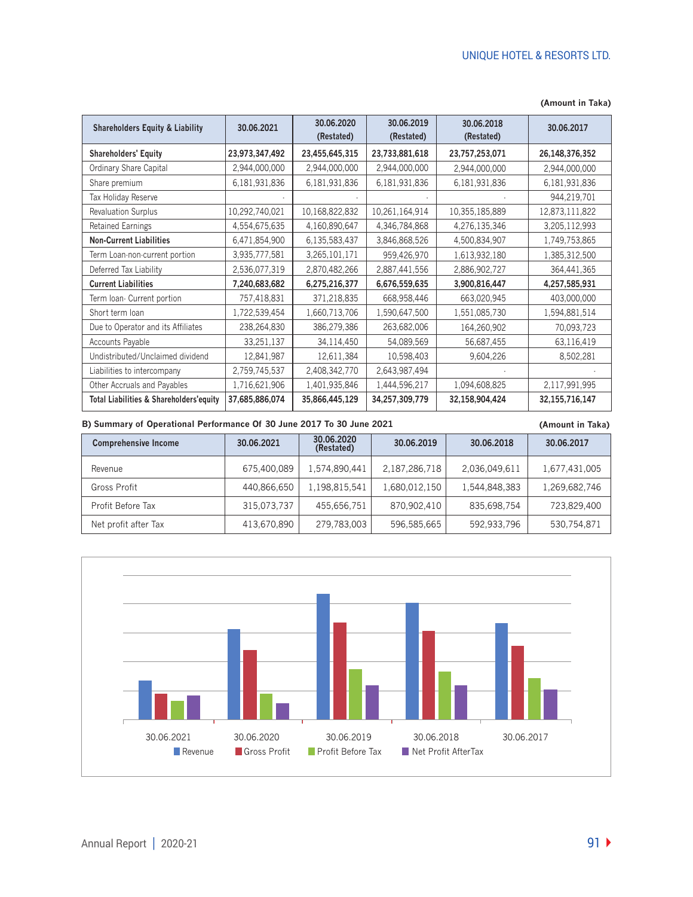(Amount in Taka)

| Shareholders Equity & Liability | 30.06.2021 | 30.06.2020 (Restated) | 30.06.2019 (Restated) | 30.06.2018 (Restated) | 30.06.2017 |
|---|---|---|---|---|---|
| **Shareholders' Equity** | **23,973,347,492** | **23,455,645,315** | **23,733,881,618** | **23,757,253,071** | **26,148,376,352** |
| Ordinary Share Capital | 2,944,000,000 | 2,944,000,000 | 2,944,000,000 | 2,944,000,000 | 2,944,000,000 |
| Share premium | 6,181,931,836 | 6,181,931,836 | 6,181,931,836 | 6,181,931,836 | 6,181,931,836 |
| Tax Holiday Reserve | - | - | - | - | 944,219,701 |
| Revaluation Surplus | 10,292,740,021 | 10,168,822,832 | 10,261,164,914 | 10,355,185,889 | 12,873,111,822 |
| Retained Earnings | 4,554,675,635 | 4,160,890,647 | 4,346,784,868 | 4,276,135,346 | 3,205,112,993 |
| **Non-Current Liabilities** | 6,471,854,900 | 6,135,583,437 | 3,846,868,526 | 4,500,834,907 | 1,749,753,865 |
| Term Loan-non-current portion | 3,935,777,581 | 3,265,101,171 | 959,426,970 | 1,613,932,180 | 1,385,312,500 |
| Deferred Tax Liability | 2,536,077,319 | 2,870,482,266 | 2,887,441,556 | 2,886,902,727 | 364,441,365 |
| **Current Liabilities** | **7,240,683,682** | **6,275,216,377** | **6,676,559,635** | **3,900,816,447** | **4,257,585,931** |
| Term loan- Current portion | 757,418,831 | 371,218,835 | 668,958,446 | 663,020,945 | 403,000,000 |
| Short term loan | 1,722,539,454 | 1,660,713,706 | 1,590,647,500 | 1,551,085,730 | 1,594,881,514 |
| Due to Operator and its Affiliates | 238,264,830 | 386,279,386 | 263,682,006 | 164,260,902 | 70,093,723 |
| Accounts Payable | 33,251,137 | 34,114,450 | 54,089,569 | 56,687,455 | 63,116,419 |
| Undistributed/Unclaimed dividend | 12,841,987 | 12,611,384 | 10,598,403 | 9,604,226 | 8,502,281 |
| Liabilities to intercompany | 2,759,745,537 | 2,408,342,770 | 2,643,987,494 | - | - |
| Other Accruals and Payables | 1,716,621,906 | 1,401,935,846 | 1,444,596,217 | 1,094,608,825 | 2,117,991,995 |
| **Total Liabilities & Shareholders'equity** | **37,685,886,074** | **35,866,445,129** | **34,257,309,779** | **32,158,904,424** | **32,155,716,147** |

**B) Summary of Operational Performance Of 30 June 2017 To 30 June 2021**

(Amount in Taka)

| Comprehensive Income | 30.06.2021 | 30.06.2020 (Restated) | 30.06.2019 | 30.06.2018 | 30.06.2017 |
|---|---|---|---|---|---|
| Revenue | 675,400,089 | 1,574,890,441 | 2,187,286,718 | 2,036,049,611 | 1,677,431,005 |
| Gross Profit | 440,866,650 | 1,198,815,541 | 1,680,012,150 | 1,544,848,383 | 1,269,682,746 |
| Profit Before Tax | 315,073,737 | 455,656,751 | 870,902,410 | 835,698,754 | 723,829,400 |
| Net profit after Tax | 413,670,890 | 279,783,003 | 596,585,665 | 592,933,796 | 530,754,871 |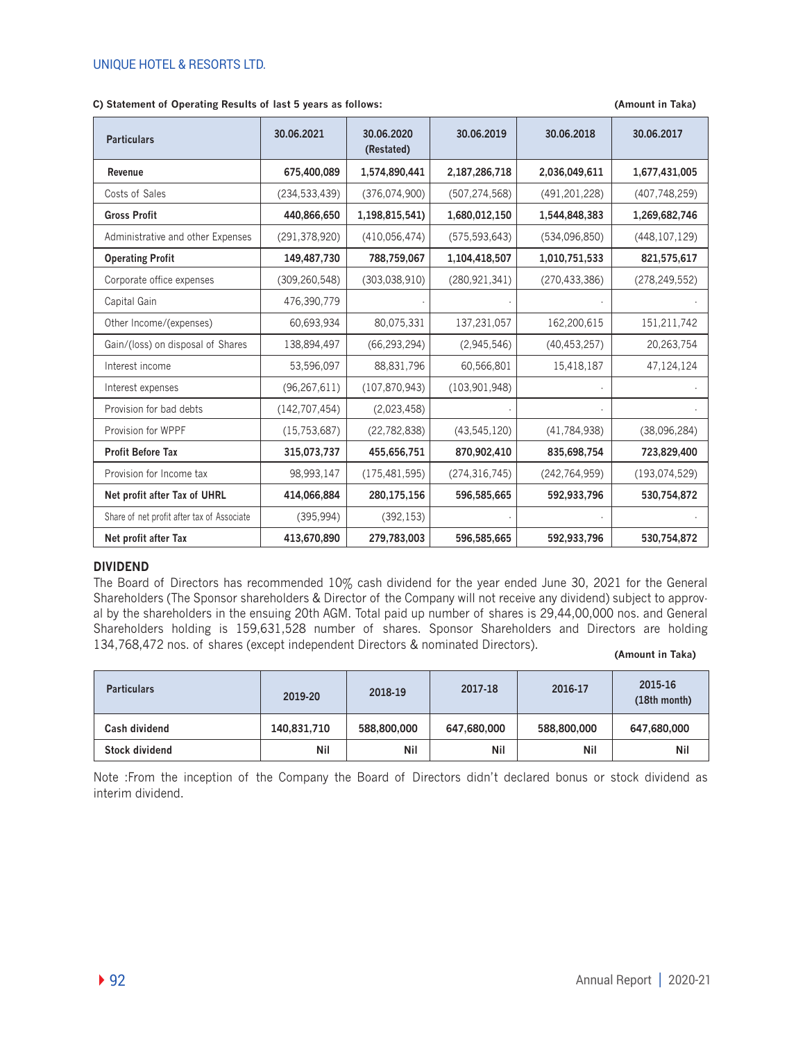**C) Statement of Operating Results of last 5 years as follows:** **(Amount in Taka)**

| Particulars | 30.06.2021 | 30.06.2020 (Restated) | 30.06.2019 | 30.06.2018 | 30.06.2017 |
|---|---|---|---|---|---|
| **Revenue** | **675,400,089** | **1,574,890,441** | **2,187,286,718** | **2,036,049,611** | **1,677,431,005** |
| Costs of Sales | (234,533,439) | (376,074,900) | (507,274,568) | (491,201,228) | (407,748,259) |
| **Gross Profit** | **440,866,650** | **1,198,815,541)** | **1,680,012,150** | **1,544,848,383** | **1,269,682,746** |
| Administrative and other Expenses | (291,378,920) | (410,056,474) | (575,593,643) | (534,096,850) | (448,107,129) |
| **Operating Profit** | **149,487,730** | **788,759,067** | **1,104,418,507** | **1,010,751,533** | **821,575,617** |
| Corporate office expenses | (309,260,548) | (303,038,910) | (280,921,341) | (270,433,386) | (278,249,552) |
| Capital Gain | 476,390,779 | - | - | - | - |
| Other Income/(expenses) | 60,693,934 | 80,075,331 | 137,231,057 | 162,200,615 | 151,211,742 |
| Gain/(loss) on disposal of Shares | 138,894,497 | (66,293,294) | (2,945,546) | (40,453,257) | 20,263,754 |
| Interest income | 53,596,097 | 88,831,796 | 60,566,801 | 15,418,187 | 47,124,124 |
| Interest expenses | (96,267,611) | (107,870,943) | (103,901,948) | - | - |
| Provision for bad debts | (142,707,454) | (2,023,458) | - | - | - |
| Provision for WPPF | (15,753,687) | (22,782,838) | (43,545,120) | (41,784,938) | (38,096,284) |
| **Profit Before Tax** | **315,073,737** | **455,656,751** | **870,902,410** | **835,698,754** | **723,829,400** |
| Provision for Income tax | 98,993,147 | (175,481,595) | (274,316,745) | (242,764,959) | (193,074,529) |
| **Net profit after Tax of UHRL** | **414,066,884** | **280,175,156** | **596,585,665** | **592,933,796** | **530,754,872** |
| Share of net profit after tax of Associate | (395,994) | (392,153) | - | - | - |
| **Net profit after Tax** | **413,670,890** | **279,783,003** | **596,585,665** | **592,933,796** | **530,754,872** |

## DIVIDEND

The Board of Directors has recommended 10% cash dividend for the year ended June 30, 2021 for the General Shareholders (The Sponsor shareholders & Director of the Company will not receive any dividend) subject to approval by the shareholders in the ensuing 20th AGM. Total paid up number of shares is 29,44,00,000 nos. and General Shareholders holding is 159,631,528 number of shares. Sponsor Shareholders and Directors are holding 134,768,472 nos. of shares (except independent Directors & nominated Directors).

**(Amount in Taka)**

| Particulars | 2019-20 | 2018-19 | 2017-18 | 2016-17 | 2015-16 (18th month) |
|---|---|---|---|---|---|
| **Cash dividend** | **140,831,710** | **588,800,000** | **647,680,000** | **588,800,000** | **647,680,000** |
| **Stock dividend** | **Nil** | **Nil** | **Nil** | **Nil** | **Nil** |

Note :From the inception of the Company the Board of Directors didn't declared bonus or stock dividend as interim dividend.